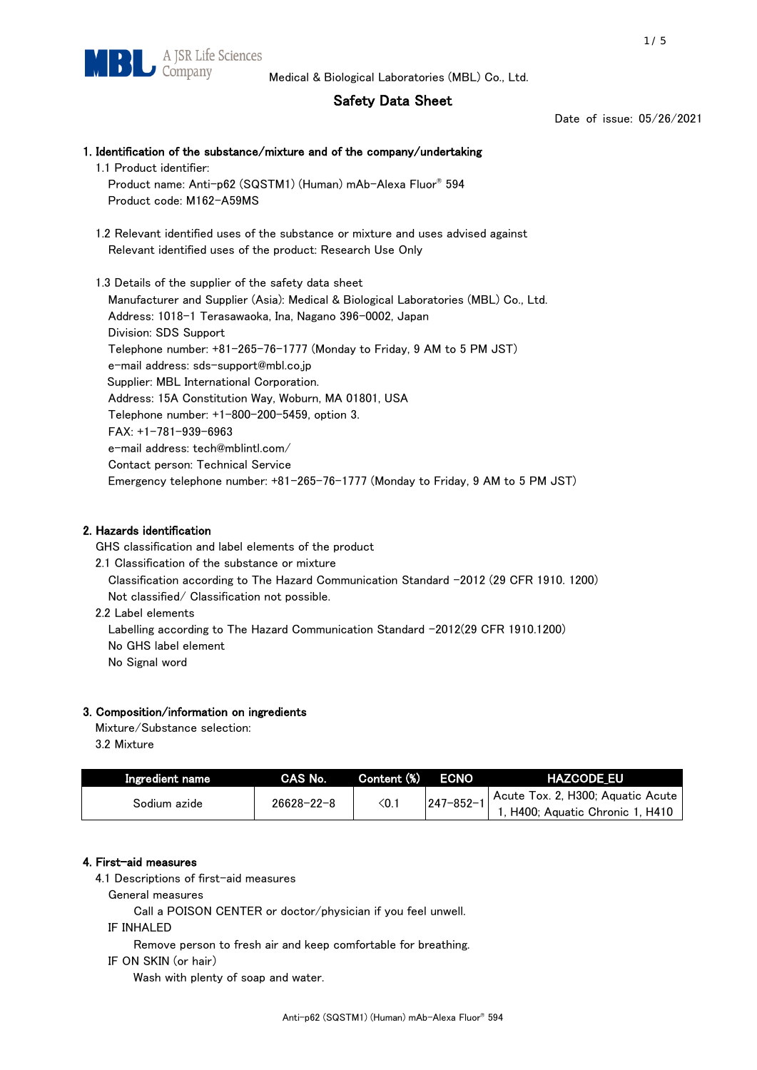MBL A JSR Life Sciences Company

Medical & Biological Laboratories (MBL) Co., Ltd.

# Safety Data Sheet

Date of issue: 05/26/2021

## 1. Identification of the substance/mixture and of the company/undertaking

1.1 Product identifier:

Product name: Anti-p62 (SQSTM1) (Human) mAb-Alexa Fluor® 594

Product code: M162-A59MS

1.2 Relevant identified uses of the substance or mixture and uses advised against

Relevant identified uses of the product: Research Use Only

1.3 Details of the supplier of the safety data sheet

Manufacturer and Supplier (Asia): Medical & Biological Laboratories (MBL) Co., Ltd.

Address: 1018-1 Terasawaoka, Ina, Nagano 396-0002, Japan

Division: SDS Support

Telephone number: +81-265-76-1777 (Monday to Friday, 9 AM to 5 PM JST)

e-mail address: sds-support@mbl.co.jp

Supplier: MBL International Corporation.

Address: 15A Constitution Way, Woburn, MA 01801, USA

Telephone number: +1-800-200-5459, option 3.

FAX: +1-781-939-6963

e-mail address: tech@mblintl.com/

Contact person: Technical Service

Emergency telephone number: +81-265-76-1777 (Monday to Friday, 9 AM to 5 PM JST)

## 2. Hazards identification

GHS classification and label elements of the product

2.1 Classification of the substance or mixture

Classification according to The Hazard Communication Standard -2012 (29 CFR 1910. 1200)

Not classified/ Classification not possible.

2.2 Label elements

Labelling according to The Hazard Communication Standard -2012(29 CFR 1910.1200)

No GHS label element

No Signal word

## 3. Composition/information on ingredients

Mixture/Substance selection:

3.2 Mixture

| Ingredient name | CAS No. | Content (%) | ECNO | HAZCODE_EU |
|---|---|---|---|---|
| Sodium azide | 26628-22-8 | <0.1 | 247-852-1 | Acute Tox. 2, H300; Aquatic Acute 1, H400; Aquatic Chronic 1, H410 |

## 4. First-aid measures

4.1 Descriptions of first-aid measures

General measures

Call a POISON CENTER or doctor/physician if you feel unwell.

IF INHALED

Remove person to fresh air and keep comfortable for breathing.

IF ON SKIN (or hair)

Wash with plenty of soap and water.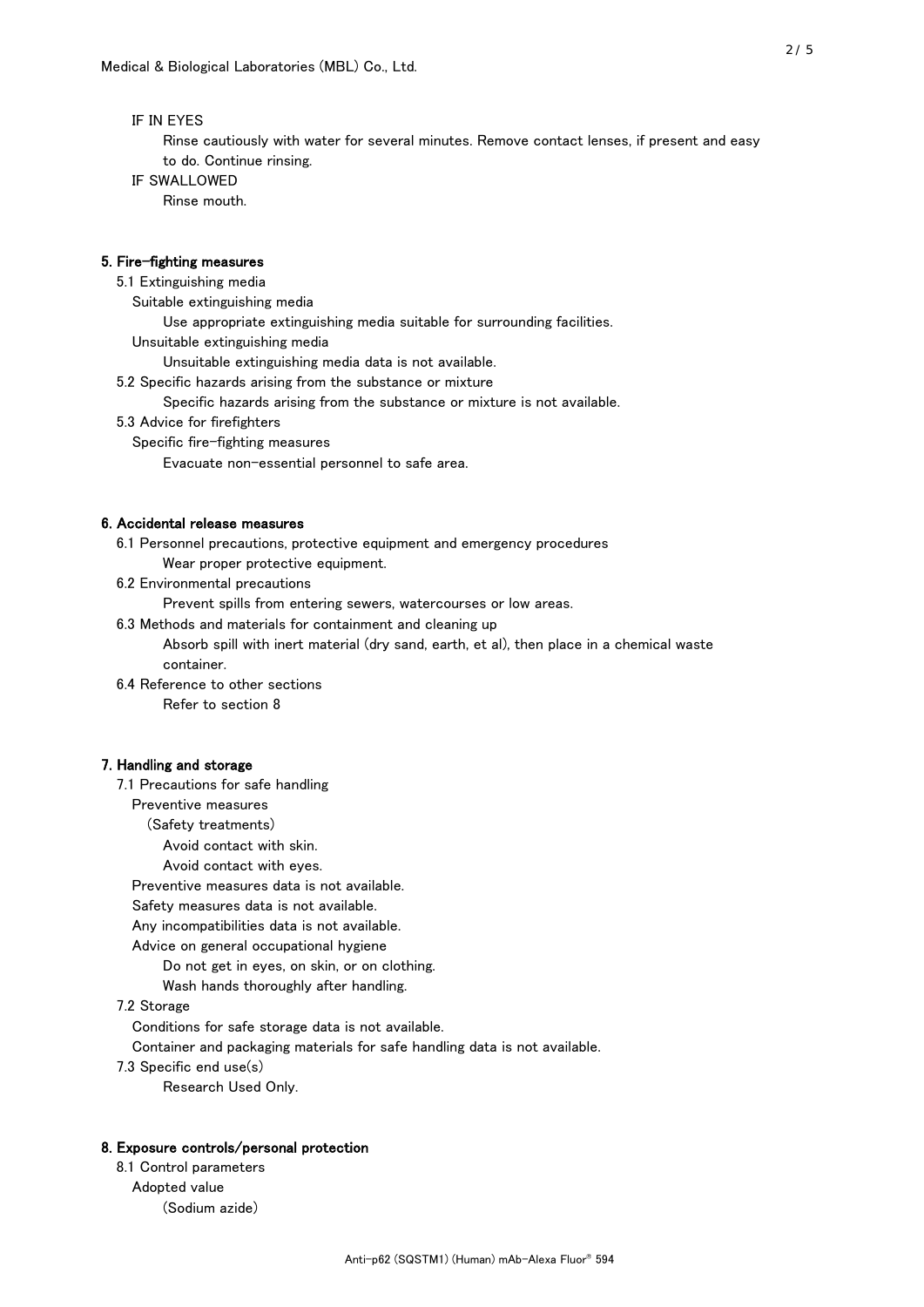IF IN EYES

Rinse cautiously with water for several minutes. Remove contact lenses, if present and easy to do. Continue rinsing.

IF SWALLOWED

Rinse mouth.

## 5. Fire-fighting measures

5.1 Extinguishing media

Suitable extinguishing media

Use appropriate extinguishing media suitable for surrounding facilities.

Unsuitable extinguishing media

Unsuitable extinguishing media data is not available.

5.2 Specific hazards arising from the substance or mixture

Specific hazards arising from the substance or mixture is not available.

5.3 Advice for firefighters

Specific fire-fighting measures

Evacuate non-essential personnel to safe area.

## 6. Accidental release measures

6.1 Personnel precautions, protective equipment and emergency procedures

Wear proper protective equipment.

6.2 Environmental precautions

Prevent spills from entering sewers, watercourses or low areas.

6.3 Methods and materials for containment and cleaning up

Absorb spill with inert material (dry sand, earth, et al), then place in a chemical waste container.

6.4 Reference to other sections

Refer to section 8

## 7. Handling and storage

7.1 Precautions for safe handling

Preventive measures

(Safety treatments)

Avoid contact with skin.

Avoid contact with eyes.

Preventive measures data is not available.

Safety measures data is not available.

Any incompatibilities data is not available.

Advice on general occupational hygiene

Do not get in eyes, on skin, or on clothing.

Wash hands thoroughly after handling.

7.2 Storage

Conditions for safe storage data is not available.

Container and packaging materials for safe handling data is not available.

7.3 Specific end use(s)

Research Used Only.

## 8. Exposure controls/personal protection

8.1 Control parameters

Adopted value

(Sodium azide)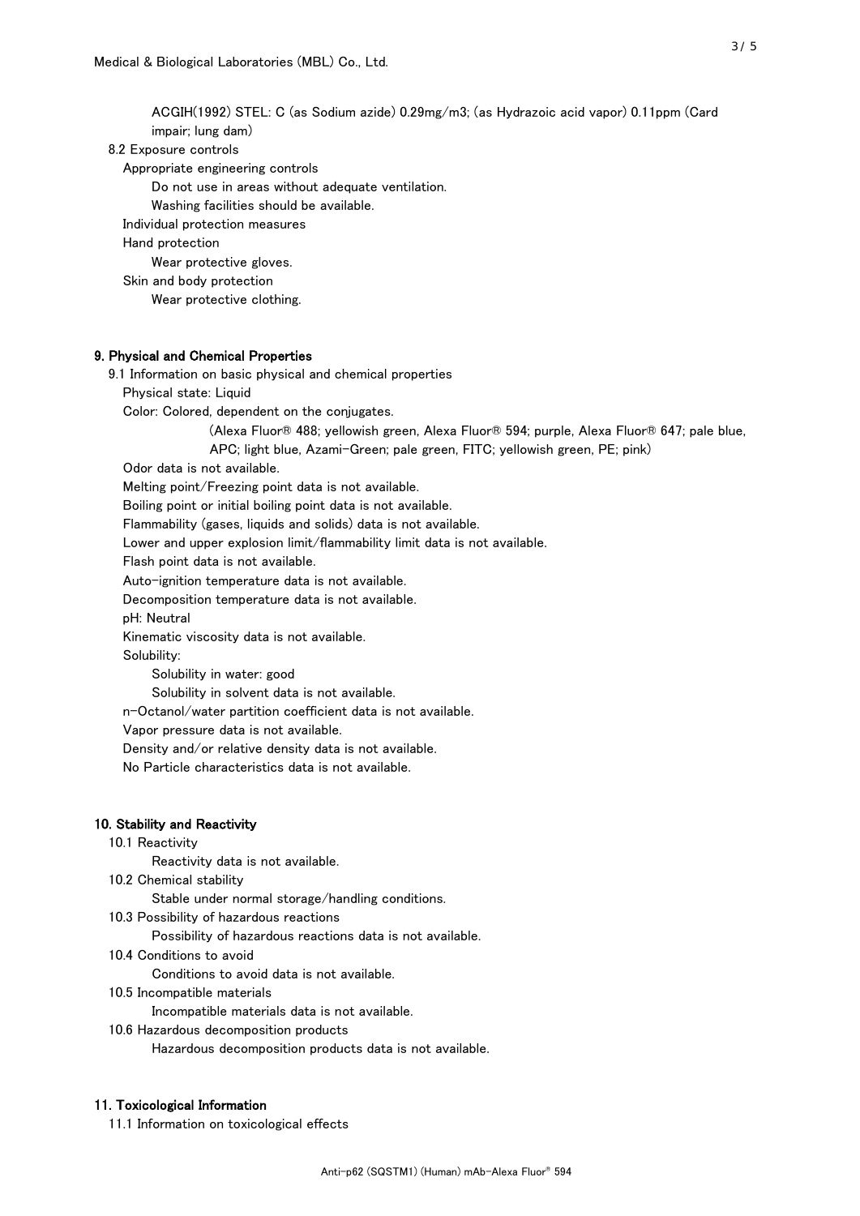ACGIH(1992) STEL: C (as Sodium azide) 0.29mg/m3; (as Hydrazoic acid vapor) 0.11ppm (Card impair; lung dam)

8.2 Exposure controls

Appropriate engineering controls

Do not use in areas without adequate ventilation.

Washing facilities should be available.

Individual protection measures

Hand protection

Wear protective gloves.

Skin and body protection

Wear protective clothing.

## 9. Physical and Chemical Properties

9.1 Information on basic physical and chemical properties

Physical state: Liquid

Color: Colored, dependent on the conjugates.

(Alexa Fluor® 488; yellowish green, Alexa Fluor® 594; purple, Alexa Fluor® 647; pale blue, APC; light blue, Azami-Green; pale green, FITC; yellowish green, PE; pink)

Odor data is not available.

Melting point/Freezing point data is not available.

Boiling point or initial boiling point data is not available.

Flammability (gases, liquids and solids) data is not available.

Lower and upper explosion limit/flammability limit data is not available.

Flash point data is not available.

Auto-ignition temperature data is not available.

Decomposition temperature data is not available.

pH: Neutral

Kinematic viscosity data is not available.

Solubility:

Solubility in water: good

Solubility in solvent data is not available.

n-Octanol/water partition coefficient data is not available.

Vapor pressure data is not available.

Density and/or relative density data is not available.

No Particle characteristics data is not available.

## 10. Stability and Reactivity

10.1 Reactivity

Reactivity data is not available.

10.2 Chemical stability

Stable under normal storage/handling conditions.

10.3 Possibility of hazardous reactions

Possibility of hazardous reactions data is not available.

10.4 Conditions to avoid

Conditions to avoid data is not available.

10.5 Incompatible materials

Incompatible materials data is not available.

10.6 Hazardous decomposition products

Hazardous decomposition products data is not available.

## 11. Toxicological Information

11.1 Information on toxicological effects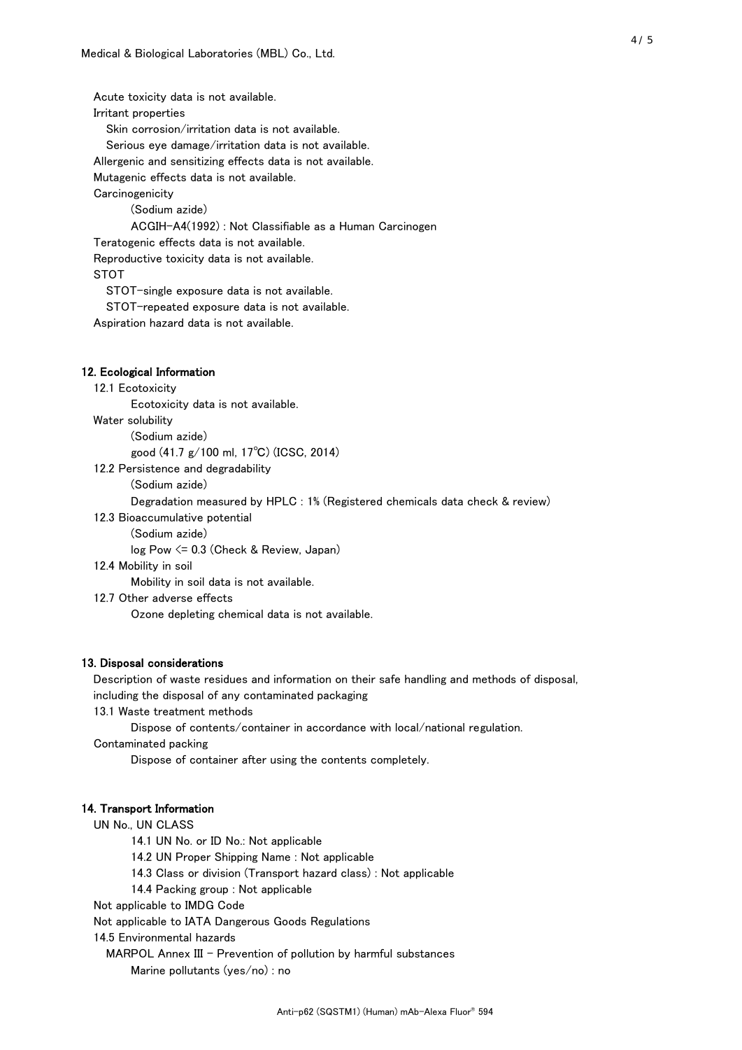Acute toxicity data is not available.

Irritant properties

Skin corrosion/irritation data is not available.

Serious eye damage/irritation data is not available.

Allergenic and sensitizing effects data is not available.

Mutagenic effects data is not available.

Carcinogenicity

(Sodium azide)

ACGIH-A4(1992) : Not Classifiable as a Human Carcinogen

Teratogenic effects data is not available.

Reproductive toxicity data is not available.

STOT

STOT-single exposure data is not available.

STOT-repeated exposure data is not available.

Aspiration hazard data is not available.

## 12. Ecological Information

12.1 Ecotoxicity

Ecotoxicity data is not available.

Water solubility

(Sodium azide)

good (41.7 g/100 ml, 17℃) (ICSC, 2014)

12.2 Persistence and degradability

(Sodium azide)

Degradation measured by HPLC : 1% (Registered chemicals data check & review)

12.3 Bioaccumulative potential

(Sodium azide)

log Pow <= 0.3 (Check & Review, Japan)

12.4 Mobility in soil

Mobility in soil data is not available.

12.7 Other adverse effects

Ozone depleting chemical data is not available.

## 13. Disposal considerations

Description of waste residues and information on their safe handling and methods of disposal, including the disposal of any contaminated packaging

13.1 Waste treatment methods

Dispose of contents/container in accordance with local/national regulation.

Contaminated packing

Dispose of container after using the contents completely.

## 14. Transport Information

UN No., UN CLASS

14.1 UN No. or ID No.: Not applicable

14.2 UN Proper Shipping Name : Not applicable

14.3 Class or division (Transport hazard class) : Not applicable

14.4 Packing group : Not applicable

Not applicable to IMDG Code

Not applicable to IATA Dangerous Goods Regulations

14.5 Environmental hazards

MARPOL Annex III - Prevention of pollution by harmful substances

Marine pollutants (yes/no) : no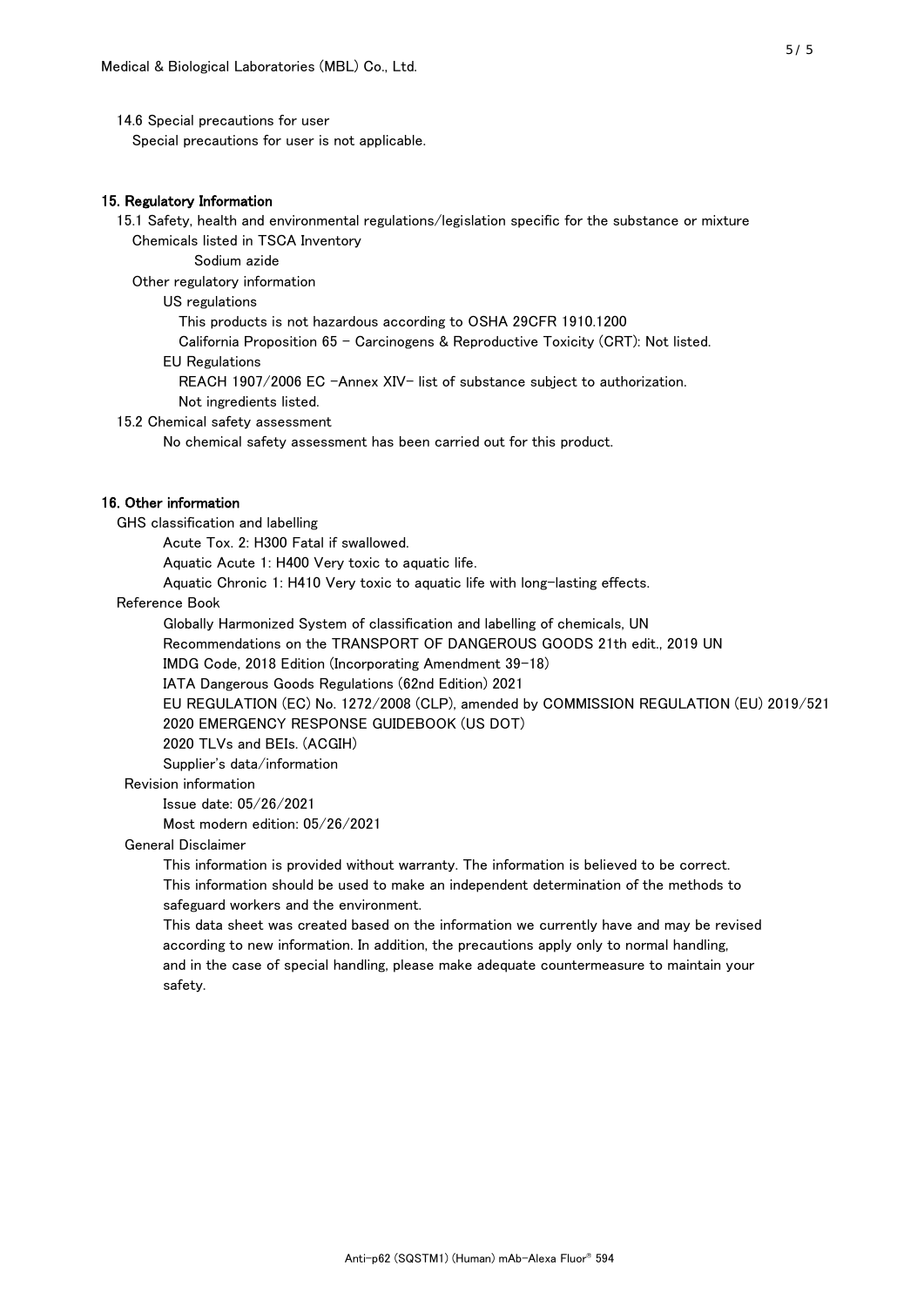14.6 Special precautions for user

Special precautions for user is not applicable.

## 15. Regulatory Information

15.1 Safety, health and environmental regulations/legislation specific for the substance or mixture

Chemicals listed in TSCA Inventory

Sodium azide

Other regulatory information

US regulations

This products is not hazardous according to OSHA 29CFR 1910.1200

California Proposition 65 - Carcinogens & Reproductive Toxicity (CRT): Not listed.

EU Regulations

REACH 1907/2006 EC -Annex XIV- list of substance subject to authorization.

Not ingredients listed.

15.2 Chemical safety assessment

No chemical safety assessment has been carried out for this product.

## 16. Other information

GHS classification and labelling

Acute Tox. 2: H300 Fatal if swallowed.

Aquatic Acute 1: H400 Very toxic to aquatic life.

Aquatic Chronic 1: H410 Very toxic to aquatic life with long-lasting effects.

Reference Book

Globally Harmonized System of classification and labelling of chemicals, UN

Recommendations on the TRANSPORT OF DANGEROUS GOODS 21th edit., 2019 UN

IMDG Code, 2018 Edition (Incorporating Amendment 39-18)

IATA Dangerous Goods Regulations (62nd Edition) 2021

EU REGULATION (EC) No. 1272/2008 (CLP), amended by COMMISSION REGULATION (EU) 2019/521

2020 EMERGENCY RESPONSE GUIDEBOOK (US DOT)

2020 TLVs and BEIs. (ACGIH)

Supplier's data/information

Revision information

Issue date: 05/26/2021

Most modern edition: 05/26/2021

General Disclaimer

This information is provided without warranty. The information is believed to be correct. This information should be used to make an independent determination of the methods to safeguard workers and the environment.

This data sheet was created based on the information we currently have and may be revised according to new information. In addition, the precautions apply only to normal handling, and in the case of special handling, please make adequate countermeasure to maintain your safety.